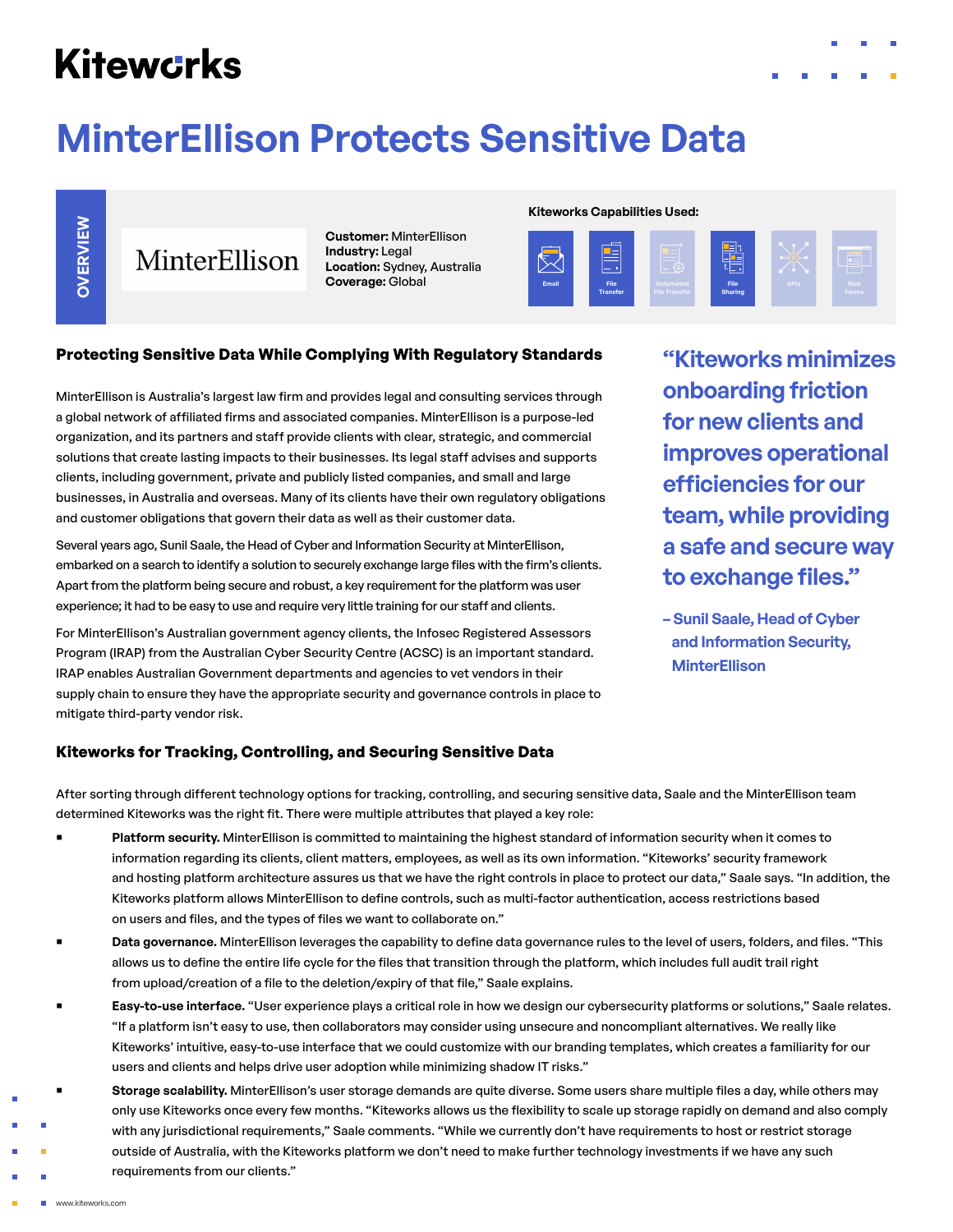Kiteworks

# MinterEllison Protects Sensitive Data

**OVERVIEW**

MinterEllison

**Customer:** MinterEllison
**Industry:** Legal
**Location:** Sydney, Australia
**Coverage:** Global

**Kiteworks Capabilities Used:**

Email | File Transfer | Automated File Transfer | File Sharing | APIs | Web Forms

## Protecting Sensitive Data While Complying With Regulatory Standards

MinterEllison is Australia's largest law firm and provides legal and consulting services through a global network of affiliated firms and associated companies. MinterEllison is a purpose-led organization, and its partners and staff provide clients with clear, strategic, and commercial solutions that create lasting impacts to their businesses. Its legal staff advises and supports clients, including government, private and publicly listed companies, and small and large businesses, in Australia and overseas. Many of its clients have their own regulatory obligations and customer obligations that govern their data as well as their customer data.

Several years ago, Sunil Saale, the Head of Cyber and Information Security at MinterEllison, embarked on a search to identify a solution to securely exchange large files with the firm's clients. Apart from the platform being secure and robust, a key requirement for the platform was user experience; it had to be easy to use and require very little training for our staff and clients.

For MinterEllison's Australian government agency clients, the Infosec Registered Assessors Program (IRAP) from the Australian Cyber Security Centre (ACSC) is an important standard. IRAP enables Australian Government departments and agencies to vet vendors in their supply chain to ensure they have the appropriate security and governance controls in place to mitigate third-party vendor risk.

> "Kiteworks minimizes onboarding friction for new clients and improves operational efficiencies for our team, while providing a safe and secure way to exchange files."
>
> – Sunil Saale, Head of Cyber and Information Security, MinterEllison

## Kiteworks for Tracking, Controlling, and Securing Sensitive Data

After sorting through different technology options for tracking, controlling, and securing sensitive data, Saale and the MinterEllison team determined Kiteworks was the right fit. There were multiple attributes that played a key role:

- **Platform security.** MinterEllison is committed to maintaining the highest standard of information security when it comes to information regarding its clients, client matters, employees, as well as its own information. "Kiteworks' security framework and hosting platform architecture assures us that we have the right controls in place to protect our data," Saale says. "In addition, the Kiteworks platform allows MinterEllison to define controls, such as multi-factor authentication, access restrictions based on users and files, and the types of files we want to collaborate on."
- **Data governance.** MinterEllison leverages the capability to define data governance rules to the level of users, folders, and files. "This allows us to define the entire life cycle for the files that transition through the platform, which includes full audit trail right from upload/creation of a file to the deletion/expiry of that file," Saale explains.
- **Easy-to-use interface.** "User experience plays a critical role in how we design our cybersecurity platforms or solutions," Saale relates. "If a platform isn't easy to use, then collaborators may consider using unsecure and noncompliant alternatives. We really like Kiteworks' intuitive, easy-to-use interface that we could customize with our branding templates, which creates a familiarity for our users and clients and helps drive user adoption while minimizing shadow IT risks."
- **Storage scalability.** MinterEllison's user storage demands are quite diverse. Some users share multiple files a day, while others may only use Kiteworks once every few months. "Kiteworks allows us the flexibility to scale up storage rapidly on demand and also comply with any jurisdictional requirements," Saale comments. "While we currently don't have requirements to host or restrict storage outside of Australia, with the Kiteworks platform we don't need to make further technology investments if we have any such requirements from our clients."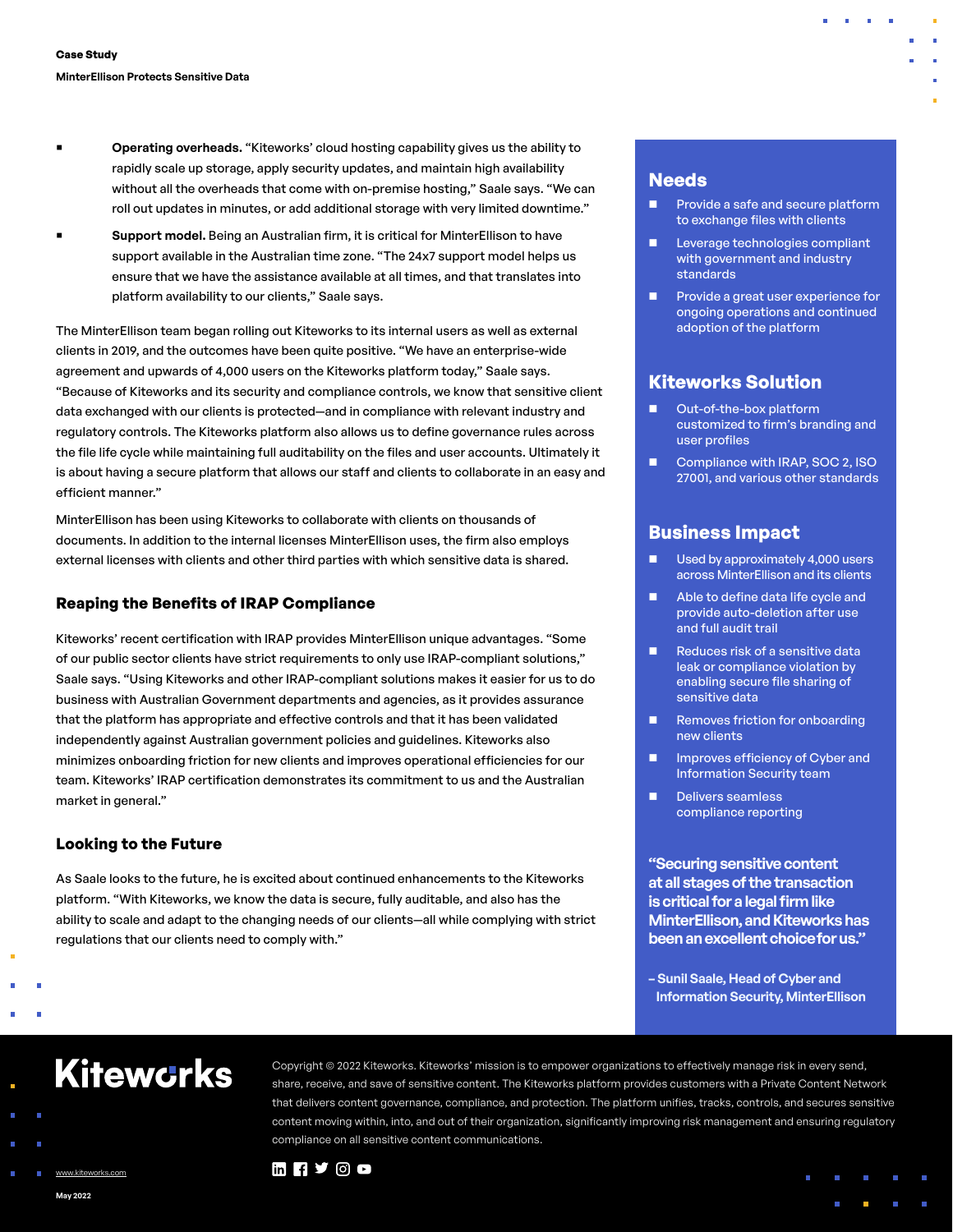- **Operating overheads.** "Kiteworks' cloud hosting capability gives us the ability to rapidly scale up storage, apply security updates, and maintain high availability without all the overheads that come with on-premise hosting," Saale says. "We can roll out updates in minutes, or add additional storage with very limited downtime."
- **Support model.** Being an Australian firm, it is critical for MinterEllison to have support available in the Australian time zone. "The 24x7 support model helps us ensure that we have the assistance available at all times, and that translates into platform availability to our clients," Saale says.

The MinterEllison team began rolling out Kiteworks to its internal users as well as external clients in 2019, and the outcomes have been quite positive. "We have an enterprise-wide agreement and upwards of 4,000 users on the Kiteworks platform today," Saale says. "Because of Kiteworks and its security and compliance controls, we know that sensitive client data exchanged with our clients is protected—and in compliance with relevant industry and regulatory controls. The Kiteworks platform also allows us to define governance rules across the file life cycle while maintaining full auditability on the files and user accounts. Ultimately it is about having a secure platform that allows our staff and clients to collaborate in an easy and efficient manner."

MinterEllison has been using Kiteworks to collaborate with clients on thousands of documents. In addition to the internal licenses MinterEllison uses, the firm also employs external licenses with clients and other third parties with which sensitive data is shared.

## Reaping the Benefits of IRAP Compliance

Kiteworks' recent certification with IRAP provides MinterEllison unique advantages. "Some of our public sector clients have strict requirements to only use IRAP-compliant solutions," Saale says. "Using Kiteworks and other IRAP-compliant solutions makes it easier for us to do business with Australian Government departments and agencies, as it provides assurance that the platform has appropriate and effective controls and that it has been validated independently against Australian government policies and guidelines. Kiteworks also minimizes onboarding friction for new clients and improves operational efficiencies for our team. Kiteworks' IRAP certification demonstrates its commitment to us and the Australian market in general."

## Looking to the Future

As Saale looks to the future, he is excited about continued enhancements to the Kiteworks platform. "With Kiteworks, we know the data is secure, fully auditable, and also has the ability to scale and adapt to the changing needs of our clients—all while complying with strict regulations that our clients need to comply with."

## Needs

- Provide a safe and secure platform to exchange files with clients
- Leverage technologies compliant with government and industry standards
- Provide a great user experience for ongoing operations and continued adoption of the platform

## Kiteworks Solution

- Out-of-the-box platform customized to firm's branding and user profiles
- Compliance with IRAP, SOC 2, ISO 27001, and various other standards

## Business Impact

- Used by approximately 4,000 users across MinterEllison and its clients
- Able to define data life cycle and provide auto-deletion after use and full audit trail
- Reduces risk of a sensitive data leak or compliance violation by enabling secure file sharing of sensitive data
- Removes friction for onboarding new clients
- Improves efficiency of Cyber and Information Security team
- Delivers seamless compliance reporting

**"Securing sensitive content at all stages of the transaction is critical for a legal firm like MinterEllison, and Kiteworks has been an excellent choice for us."**

**– Sunil Saale, Head of Cyber and Information Security, MinterEllison**

Kiteworks

Copyright © 2022 Kiteworks. Kiteworks' mission is to empower organizations to effectively manage risk in every send, share, receive, and save of sensitive content. The Kiteworks platform provides customers with a Private Content Network that delivers content governance, compliance, and protection. The platform unifies, tracks, controls, and secures sensitive content moving within, into, and out of their organization, significantly improving risk management and ensuring regulatory compliance on all sensitive content communications.

www.kiteworks.com

May 2022